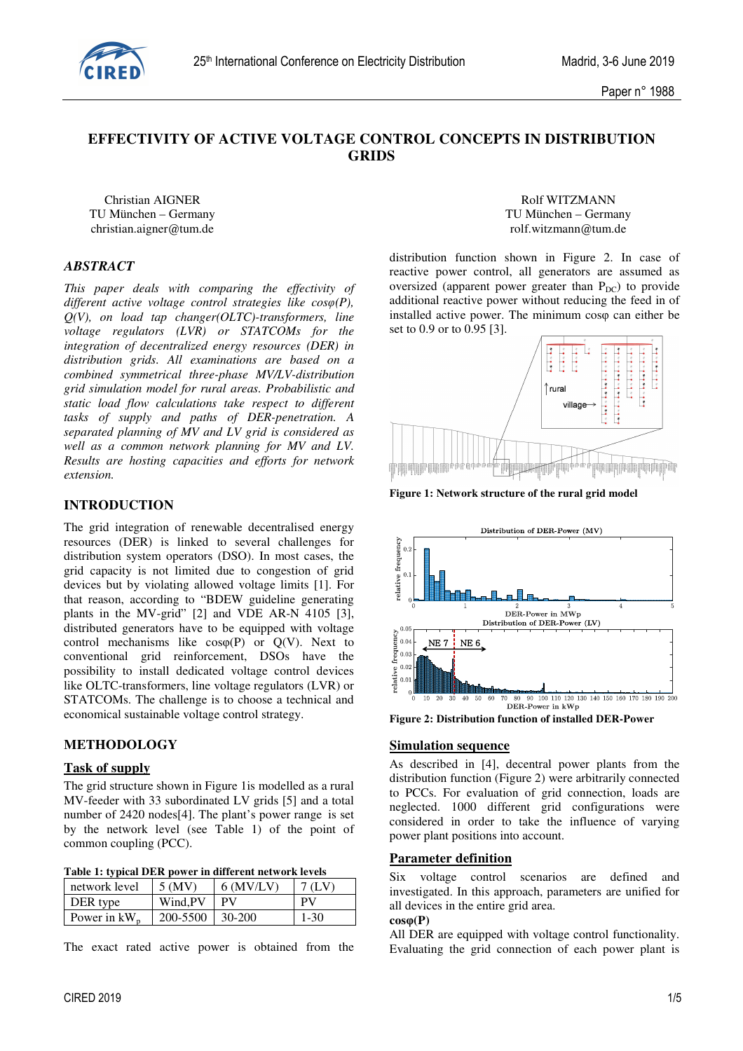# EFFECTIVITY OF ACTIVE VOLTAGE CONTROL CONCEPTS IN DISTRIBUTION GRIDS

Christian AIGNER
TU München – Germany
christian.aigner@tum.de

Rolf WITZMANN
TU München – Germany
rolf.witzmann@tum.de

## ABSTRACT

*This paper deals with comparing the effectivity of different active voltage control strategies like cosφ(P), Q(V), on load tap changer(OLTC)-transformers, line voltage regulators (LVR) or STATCOMs for the integration of decentralized energy resources (DER) in distribution grids. All examinations are based on a combined symmetrical three-phase MV/LV-distribution grid simulation model for rural areas. Probabilistic and static load flow calculations take respect to different tasks of supply and paths of DER-penetration. A separated planning of MV and LV grid is considered as well as a common network planning for MV and LV. Results are hosting capacities and efforts for network extension.*

## INTRODUCTION

The grid integration of renewable decentralised energy resources (DER) is linked to several challenges for distribution system operators (DSO). In most cases, the grid capacity is not limited due to congestion of grid devices but by violating allowed voltage limits [1]. For that reason, according to "BDEW guideline generating plants in the MV-grid" [2] and VDE AR-N 4105 [3], distributed generators have to be equipped with voltage control mechanisms like cosφ(P) or Q(V). Next to conventional grid reinforcement, DSOs have the possibility to install dedicated voltage control devices like OLTC-transformers, line voltage regulators (LVR) or STATCOMs. The challenge is to choose a technical and economical sustainable voltage control strategy.

## METHODOLOGY

### Task of supply

The grid structure shown in Figure 1is modelled as a rural MV-feeder with 33 subordinated LV grids [5] and a total number of 2420 nodes[4]. The plant's power range is set by the network level (see Table 1) of the point of common coupling (PCC).

**Table 1: typical DER power in different network levels**

| network level | 5 (MV) | 6 (MV/LV) | 7 (LV) |
|---|---|---|---|
| DER type | Wind,PV | PV | PV |
| Power in $kW_p$ | 200-5500 | 30-200 | 1-30 |

The exact rated active power is obtained from the distribution function shown in Figure 2. In case of reactive power control, all generators are assumed as oversized (apparent power greater than $P_{DC}$) to provide additional reactive power without reducing the feed in of installed active power. The minimum cosφ can either be set to 0.9 or to 0.95 [3].

**Figure 1: Network structure of the rural grid model**

**Figure 2: Distribution function of installed DER-Power**

### Simulation sequence

As described in [4], decentral power plants from the distribution function (Figure 2) were arbitrarily connected to PCCs. For evaluation of grid connection, loads are neglected. 1000 different grid configurations were considered in order to take the influence of varying power plant positions into account.

### Parameter definition

Six voltage control scenarios are defined and investigated. In this approach, parameters are unified for all devices in the entire grid area.

**cosφ(P)**

All DER are equipped with voltage control functionality. Evaluating the grid connection of each power plant is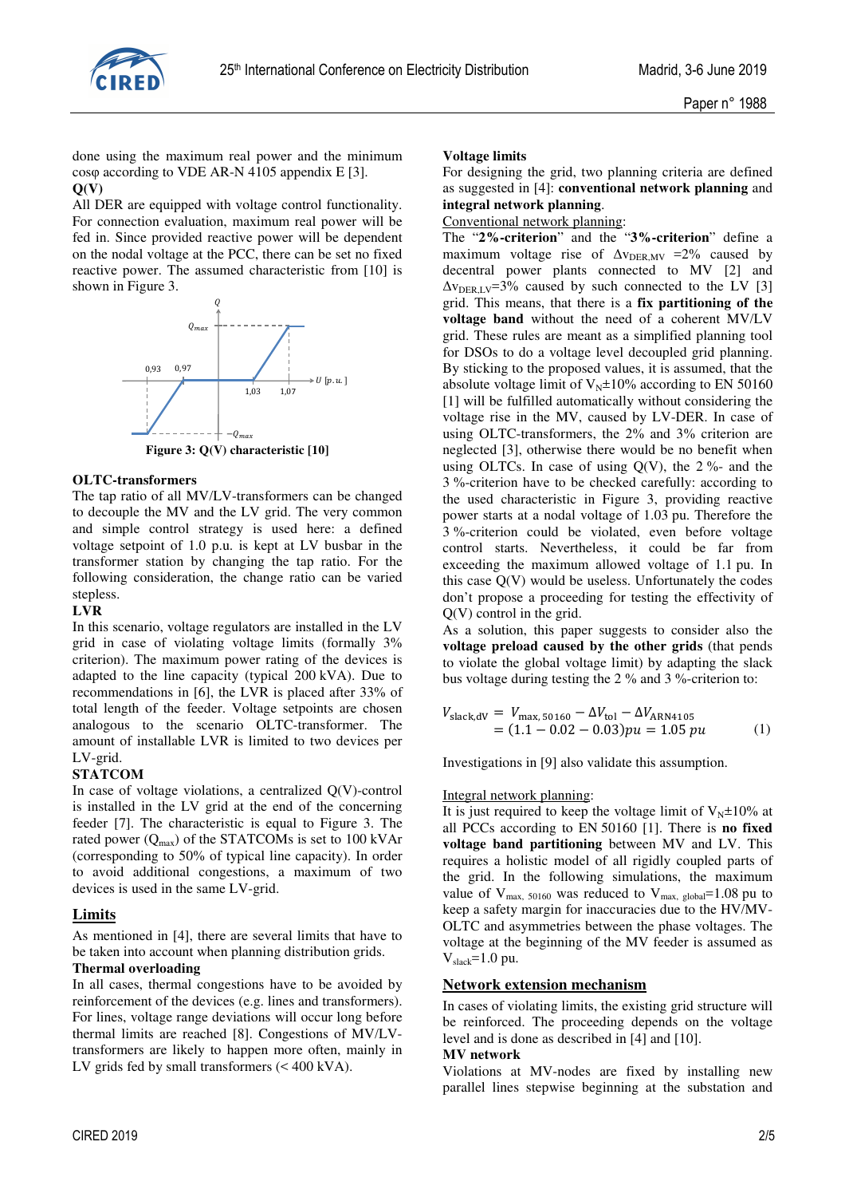done using the maximum real power and the minimum cosφ according to VDE AR-N 4105 appendix E [3].

**Q(V)**

All DER are equipped with voltage control functionality. For connection evaluation, maximum real power will be fed in. Since provided reactive power will be dependent on the nodal voltage at the PCC, there can be set no fixed reactive power. The assumed characteristic from [10] is shown in Figure 3.

**Figure 3: Q(V) characteristic [10]**

**OLTC-transformers**

The tap ratio of all MV/LV-transformers can be changed to decouple the MV and the LV grid. The very common and simple control strategy is used here: a defined voltage setpoint of 1.0 p.u. is kept at LV busbar in the transformer station by changing the tap ratio. For the following consideration, the change ratio can be varied stepless.

**LVR**

In this scenario, voltage regulators are installed in the LV grid in case of violating voltage limits (formally 3% criterion). The maximum power rating of the devices is adapted to the line capacity (typical 200 kVA). Due to recommendations in [6], the LVR is placed after 33% of total length of the feeder. Voltage setpoints are chosen analogous to the scenario OLTC-transformer. The amount of installable LVR is limited to two devices per LV-grid.

**STATCOM**

In case of voltage violations, a centralized Q(V)-control is installed in the LV grid at the end of the concerning feeder [7]. The characteristic is equal to Figure 3. The rated power ($Q_{max}$) of the STATCOMs is set to 100 kVAr (corresponding to 50% of typical line capacity). In order to avoid additional congestions, a maximum of two devices is used in the same LV-grid.

## Limits

As mentioned in [4], there are several limits that have to be taken into account when planning distribution grids.

**Thermal overloading**

In all cases, thermal congestions have to be avoided by reinforcement of the devices (e.g. lines and transformers). For lines, voltage range deviations will occur long before thermal limits are reached [8]. Congestions of MV/LV-transformers are likely to happen more often, mainly in LV grids fed by small transformers (< 400 kVA).

**Voltage limits**

For designing the grid, two planning criteria are defined as suggested in [4]: **conventional network planning** and **integral network planning**.

Conventional network planning:

The "**2%-criterion**" and the "**3%-criterion**" define a maximum voltage rise of $\Delta v_{DER,MV}$ =2% caused by decentral power plants connected to MV [2] and $\Delta v_{DER,LV}$=3% caused by such connected to the LV [3] grid. This means, that there is a **fix partitioning of the voltage band** without the need of a coherent MV/LV grid. These rules are meant as a simplified planning tool for DSOs to do a voltage level decoupled grid planning. By sticking to the proposed values, it is assumed, that the absolute voltage limit of $V_N$±10% according to EN 50160 [1] will be fulfilled automatically without considering the voltage rise in the MV, caused by LV-DER. In case of using OLTC-transformers, the 2% and 3% criterion are neglected [3], otherwise there would be no benefit when using OLTCs. In case of using Q(V), the 2 %- and the 3 %-criterion have to be checked carefully: according to the used characteristic in Figure 3, providing reactive power starts at a nodal voltage of 1.03 pu. Therefore the 3 %-criterion could be violated, even before voltage control starts. Nevertheless, it could be far from exceeding the maximum allowed voltage of 1.1 pu. In this case Q(V) would be useless. Unfortunately the codes don't propose a proceeding for testing the effectivity of Q(V) control in the grid.

As a solution, this paper suggests to consider also the **voltage preload caused by the other grids** (that pends to violate the global voltage limit) by adapting the slack bus voltage during testing the 2 % and 3 %-criterion to:

$$
\begin{aligned}
V_{\text{slack,dV}} &= V_{\text{max, 50160}} - \Delta V_{\text{tol}} - \Delta V_{\text{ARN4105}} \\
&= (1.1 - 0.02 - 0.03)pu = 1.05\ pu
\end{aligned} \qquad (1)
$$

Investigations in [9] also validate this assumption.

Integral network planning:

It is just required to keep the voltage limit of $V_N$±10% at all PCCs according to EN 50160 [1]. There is **no fixed voltage band partitioning** between MV and LV. This requires a holistic model of all rigidly coupled parts of the grid. In the following simulations, the maximum value of $V_{max,\ 50160}$ was reduced to $V_{max,\ global}$=1.08 pu to keep a safety margin for inaccuracies due to the HV/MV-OLTC and asymmetries between the phase voltages. The voltage at the beginning of the MV feeder is assumed as $V_{slack}$=1.0 pu.

## Network extension mechanism

In cases of violating limits, the existing grid structure will be reinforced. The proceeding depends on the voltage level and is done as described in [4] and [10].

**MV network**

Violations at MV-nodes are fixed by installing new parallel lines stepwise beginning at the substation and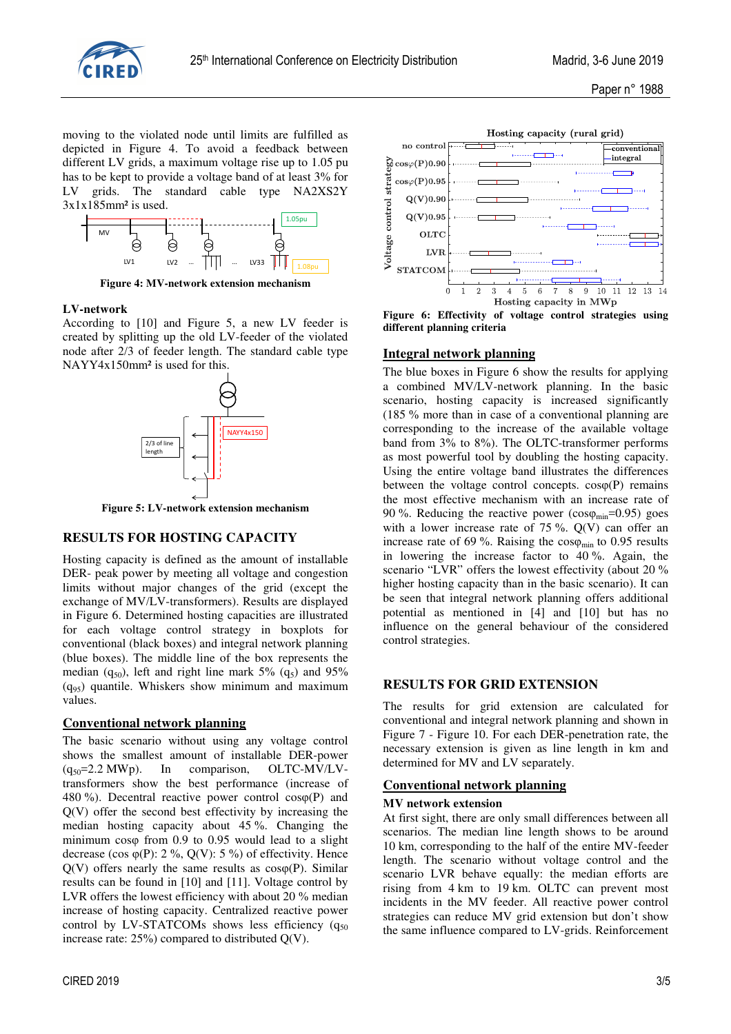moving to the violated node until limits are fulfilled as depicted in Figure 4. To avoid a feedback between different LV grids, a maximum voltage rise up to 1.05 pu has to be kept to provide a voltage band of at least 3% for LV grids. The standard cable type NA2XS2Y 3x1x185mm² is used.

**Figure 4: MV-network extension mechanism**

### LV-network

According to [10] and Figure 5, a new LV feeder is created by splitting up the old LV-feeder of the violated node after 2/3 of feeder length. The standard cable type NAYY4x150mm² is used for this.

**Figure 5: LV-network extension mechanism**

## RESULTS FOR HOSTING CAPACITY

Hosting capacity is defined as the amount of installable DER- peak power by meeting all voltage and congestion limits without major changes of the grid (except the exchange of MV/LV-transformers). Results are displayed in Figure 6. Determined hosting capacities are illustrated for each voltage control strategy in boxplots for conventional (black boxes) and integral network planning (blue boxes). The middle line of the box represents the median ($q_{50}$), left and right line mark 5% ($q_5$) and 95% ($q_{95}$) quantile. Whiskers show minimum and maximum values.

### Conventional network planning

The basic scenario without using any voltage control shows the smallest amount of installable DER-power ($q_{50}$=2.2 MWp). In comparison, OLTC-MV/LV-transformers show the best performance (increase of 480 %). Decentral reactive power control cosφ(P) and Q(V) offer the second best effectivity by increasing the median hosting capacity about 45 %. Changing the minimum cosφ from 0.9 to 0.95 would lead to a slight decrease (cos φ(P): 2 %, Q(V): 5 %) of effectivity. Hence Q(V) offers nearly the same results as cosφ(P). Similar results can be found in [10] and [11]. Voltage control by LVR offers the lowest efficiency with about 20 % median increase of hosting capacity. Centralized reactive power control by LV-STATCOMs shows less efficiency ($q_{50}$ increase rate: 25%) compared to distributed Q(V).

**Figure 6: Effectivity of voltage control strategies using different planning criteria**

### Integral network planning

The blue boxes in Figure 6 show the results for applying a combined MV/LV-network planning. In the basic scenario, hosting capacity is increased significantly (185 % more than in case of a conventional planning are corresponding to the increase of the available voltage band from 3% to 8%). The OLTC-transformer performs as most powerful tool by doubling the hosting capacity. Using the entire voltage band illustrates the differences between the voltage control concepts. cosφ(P) remains the most effective mechanism with an increase rate of 90 %. Reducing the reactive power ($\cos\varphi_{min}$=0.95) goes with a lower increase rate of 75 %. Q(V) can offer an increase rate of 69 %. Raising the $\cos\varphi_{min}$ to 0.95 results in lowering the increase factor to 40 %. Again, the scenario “LVR” offers the lowest effectivity (about 20 % higher hosting capacity than in the basic scenario). It can be seen that integral network planning offers additional potential as mentioned in [4] and [10] but has no influence on the general behaviour of the considered control strategies.

## RESULTS FOR GRID EXTENSION

The results for grid extension are calculated for conventional and integral network planning and shown in Figure 7 - Figure 10. For each DER-penetration rate, the necessary extension is given as line length in km and determined for MV and LV separately.

### Conventional network planning

#### MV network extension

At first sight, there are only small differences between all scenarios. The median line length shows to be around 10 km, corresponding to the half of the entire MV-feeder length. The scenario without voltage control and the scenario LVR behave equally: the median efforts are rising from 4 km to 19 km. OLTC can prevent most incidents in the MV feeder. All reactive power control strategies can reduce MV grid extension but don’t show the same influence compared to LV-grids. Reinforcement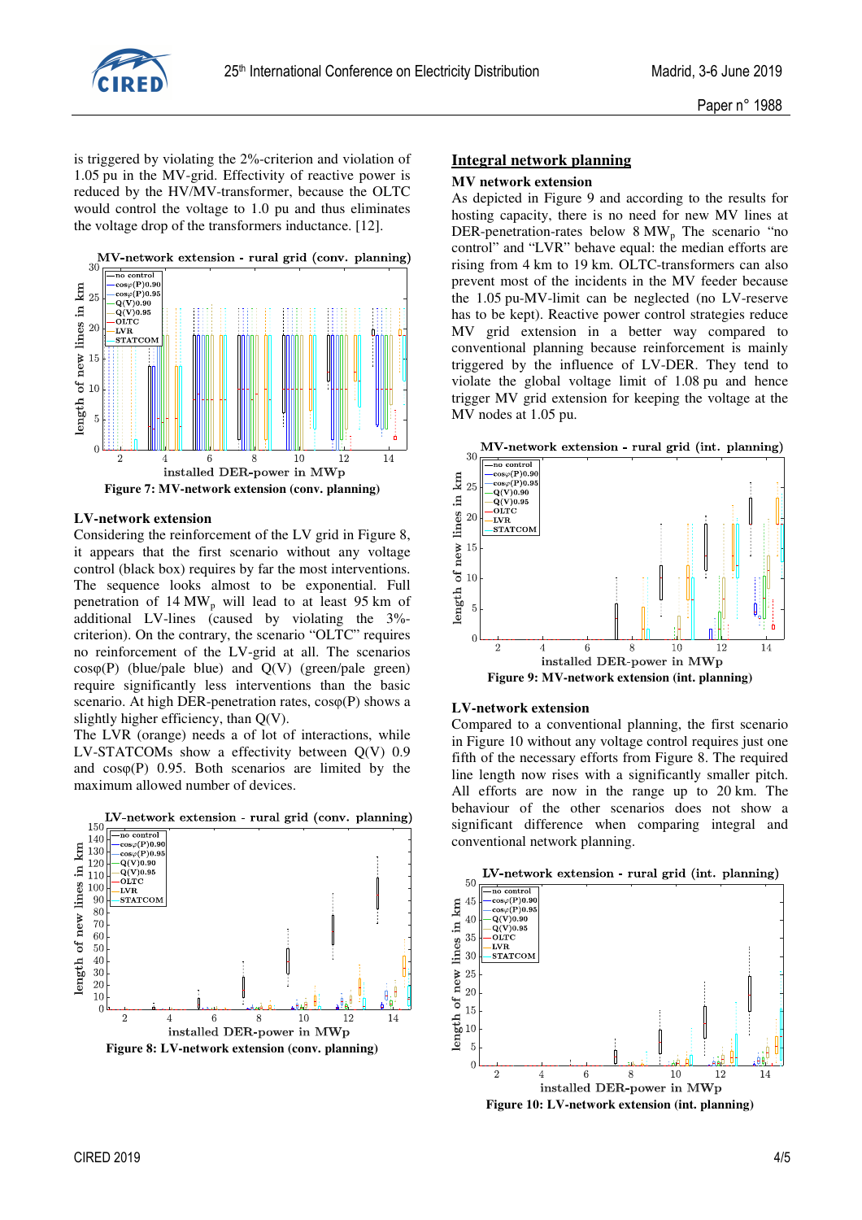is triggered by violating the 2%-criterion and violation of 1.05 pu in the MV-grid. Effectivity of reactive power is reduced by the HV/MV-transformer, because the OLTC would control the voltage to 1.0 pu and thus eliminates the voltage drop of the transformers inductance. [12].

**Figure 7: MV-network extension (conv. planning)**

### LV-network extension

Considering the reinforcement of the LV grid in Figure 8, it appears that the first scenario without any voltage control (black box) requires by far the most interventions. The sequence looks almost to be exponential. Full penetration of 14 $MW_p$ will lead to at least 95 km of additional LV-lines (caused by violating the 3%-criterion). On the contrary, the scenario "OLTC" requires no reinforcement of the LV-grid at all. The scenarios cosφ(P) (blue/pale blue) and Q(V) (green/pale green) require significantly less interventions than the basic scenario. At high DER-penetration rates, cosφ(P) shows a slightly higher efficiency, than Q(V).

The LVR (orange) needs a lot of interactions, while LV-STATCOMs show a effectivity between Q(V) 0.9 and cosφ(P) 0.95. Both scenarios are limited by the maximum allowed number of devices.

**Figure 8: LV-network extension (conv. planning)**

## Integral network planning

### MV network extension

As depicted in Figure 9 and according to the results for hosting capacity, there is no need for new MV lines at DER-penetration-rates below 8 $MW_p$ The scenario "no control" and "LVR" behave equal: the median efforts are rising from 4 km to 19 km. OLTC-transformers can also prevent most of the incidents in the MV feeder because the 1.05 pu-MV-limit can be neglected (no LV-reserve has to be kept). Reactive power control strategies reduce MV grid extension in a better way compared to conventional planning because reinforcement is mainly triggered by the influence of LV-DER. They tend to violate the global voltage limit of 1.08 pu and hence trigger MV grid extension for keeping the voltage at the MV nodes at 1.05 pu.

**Figure 9: MV-network extension (int. planning)**

### LV-network extension

Compared to a conventional planning, the first scenario in Figure 10 without any voltage control requires just one fifth of the necessary efforts from Figure 8. The required line length now rises with a significantly smaller pitch. All efforts are now in the range up to 20 km. The behaviour of the other scenarios does not show a significant difference when comparing integral and conventional network planning.

**Figure 10: LV-network extension (int. planning)**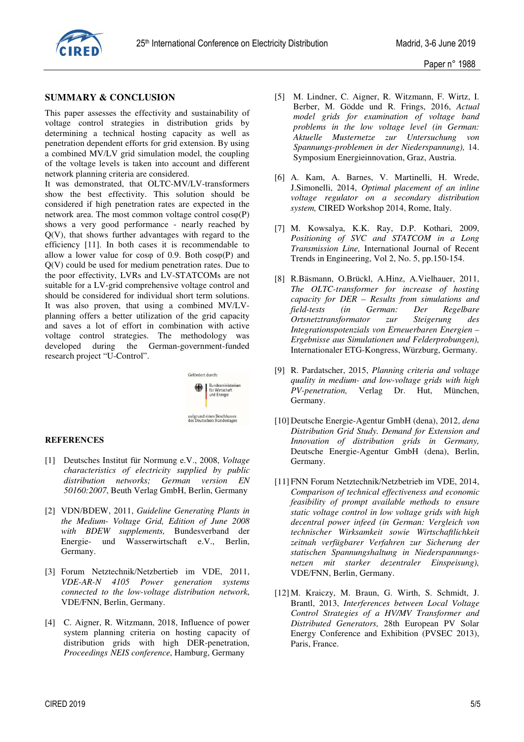## SUMMARY & CONCLUSION

This paper assesses the effectivity and sustainability of voltage control strategies in distribution grids by determining a technical hosting capacity as well as penetration dependent efforts for grid extension. By using a combined MV/LV grid simulation model, the coupling of the voltage levels is taken into account and different network planning criteria are considered.

It was demonstrated, that OLTC-MV/LV-transformers show the best effectivity. This solution should be considered if high penetration rates are expected in the network area. The most common voltage control cosφ(P) shows a very good performance - nearly reached by Q(V), that shows further advantages with regard to the efficiency [11]. In both cases it is recommendable to allow a lower value for cosφ of 0.9. Both cosφ(P) and Q(V) could be used for medium penetration rates. Due to the poor effectivity, LVRs and LV-STATCOMs are not suitable for a LV-grid comprehensive voltage control and should be considered for individual short term solutions.

It was also proven, that using a combined MV/LV-planning offers a better utilization of the grid capacity and saves a lot of effort in combination with active voltage control strategies. The methodology was developed during the German-government-funded research project "U-Control".

Gefördert durch:

Bundesministerium für Wirtschaft und Energie

aufgrund eines Beschlusses des Deutschen Bundestages

## REFERENCES

[1] Deutsches Institut für Normung e.V., 2008, *Voltage characteristics of electricity supplied by public distribution networks; German version EN 50160:2007*, Beuth Verlag GmbH, Berlin, Germany

[2] VDN/BDEW, 2011, *Guideline Generating Plants in the Medium- Voltage Grid, Edition of June 2008 with BDEW supplements,* Bundesverband der Energie- und Wasserwirtschaft e.V., Berlin, Germany.

[3] Forum Netztechnik/Netzbertieb im VDE, 2011, *VDE-AR-N 4105 Power generation systems connected to the low-voltage distribution network*, VDE/FNN, Berlin, Germany.

[4] C. Aigner, R. Witzmann, 2018, Influence of power system planning criteria on hosting capacity of distribution grids with high DER-penetration, *Proceedings NEIS conference*, Hamburg, Germany

[5] M. Lindner, C. Aigner, R. Witzmann, F. Wirtz, I. Berber, M. Gödde und R. Frings, 2016, *Actual model grids for examination of voltage band problems in the low voltage level (in German: Aktuelle Musternetze zur Untersuchung von Spannungs-problemen in der Niederspannung),* 14. Symposium Energieinnovation, Graz, Austria.

[6] A. Kam, A. Barnes, V. Martinelli, H. Wrede, J.Simonelli, 2014, *Optimal placement of an inline voltage regulator on a secondary distribution system,* CIRED Workshop 2014, Rome, Italy.

[7] M. Kowsalya, K.K. Ray, D.P. Kothari, 2009, *Positioning of SVC and STATCOM in a Long Transmission Line,* International Journal of Recent Trends in Engineering, Vol 2, No. 5, pp.150-154.

[8] R.Bäsmann, O.Brückl, A.Hinz, A.Vielhauer, 2011, *The OLTC-transformer for increase of hosting capacity for DER – Results from simulations and field-tests (in German: Der Regelbare Ortsnetztransformator zur Steigerung des Integrationspotenzials von Erneuerbaren Energien – Ergebnisse aus Simulationen und Felderprobungen),* Internationaler ETG-Kongress, Würzburg, Germany.

[9] R. Pardatscher, 2015, *Planning criteria and voltage quality in medium- and low-voltage grids with high PV-penetration,* Verlag Dr. Hut, München, Germany.

[10] Deutsche Energie-Agentur GmbH (dena), 2012, *dena Distribution Grid Study. Demand for Extension and Innovation of distribution grids in Germany,* Deutsche Energie-Agentur GmbH (dena), Berlin, Germany.

[11] FNN Forum Netztechnik/Netzbetrieb im VDE, 2014, *Comparison of technical effectiveness and economic feasibility of prompt available methods to ensure static voltage control in low voltage grids with high decentral power infeed (in German: Vergleich von technischer Wirksamkeit sowie Wirtschaftlichkeit zeitnah verfügbarer Verfahren zur Sicherung der statischen Spannungshaltung in Niederspannungs-netzen mit starker dezentraler Einspeisung),* VDE/FNN, Berlin, Germany.

[12] M. Kraiczy, M. Braun, G. Wirth, S. Schmidt, J. Brantl, 2013, *Interferences between Local Voltage Control Strategies of a HV/MV Transformer and Distributed Generators,* 28th European PV Solar Energy Conference and Exhibition (PVSEC 2013), Paris, France.